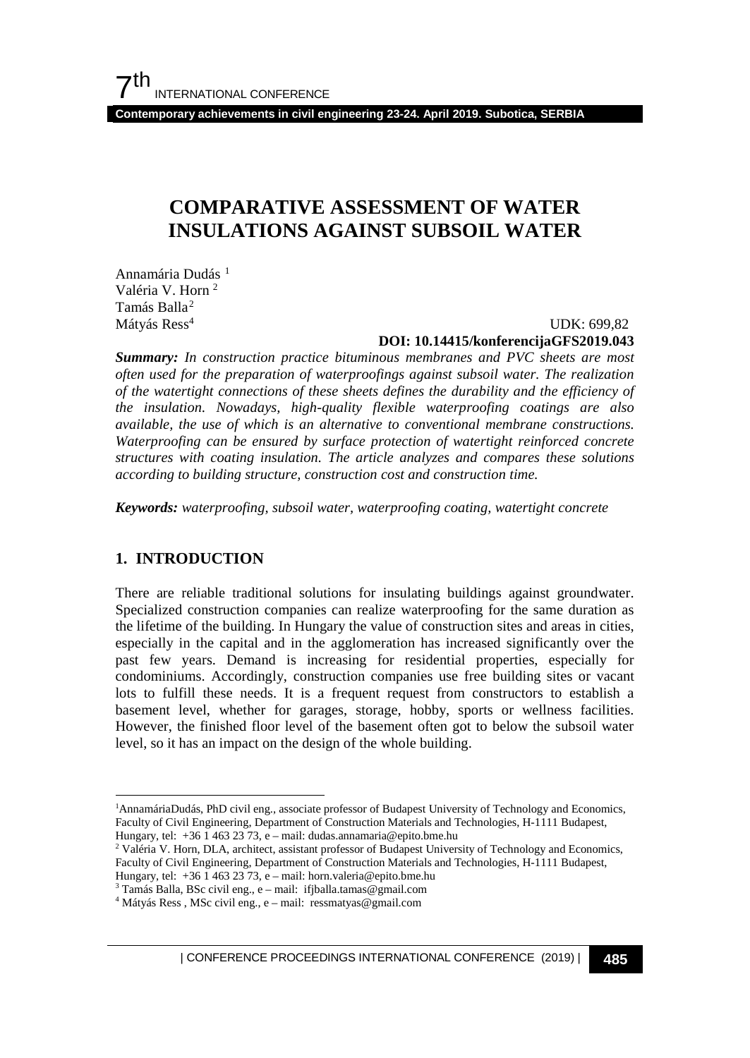# COMPARATIVE ASSESSMENT OF WATER INSULATIONS AGAINST SUBSOIL WATER

Annamária Dudás [1]
Valéria V. Horn [2]
Tamás Balla[2]
Mátyás Ress[4]

UDK: 699,82
**DOI: 10.14415/konferencijaGFS2019.043**

***Summary:*** *In construction practice bituminous membranes and PVC sheets are most often used for the preparation of waterproofings against subsoil water. The realization of the watertight connections of these sheets defines the durability and the efficiency of the insulation. Nowadays, high-quality flexible waterproofing coatings are also available, the use of which is an alternative to conventional membrane constructions. Waterproofing can be ensured by surface protection of watertight reinforced concrete structures with coating insulation. The article analyzes and compares these solutions according to building structure, construction cost and construction time.*

***Keywords:*** *waterproofing, subsoil water, waterproofing coating, watertight concrete*

## 1. INTRODUCTION

There are reliable traditional solutions for insulating buildings against groundwater. Specialized construction companies can realize waterproofing for the same duration as the lifetime of the building. In Hungary the value of construction sites and areas in cities, especially in the capital and in the agglomeration has increased significantly over the past few years. Demand is increasing for residential properties, especially for condominiums. Accordingly, construction companies use free building sites or vacant lots to fulfill these needs. It is a frequent request from constructors to establish a basement level, whether for garages, storage, hobby, sports or wellness facilities. However, the finished floor level of the basement often got to below the subsoil water level, so it has an impact on the design of the whole building.

---

[1] AnnamáriaDudás, PhD civil eng., associate professor of Budapest University of Technology and Economics, Faculty of Civil Engineering, Department of Construction Materials and Technologies, H-1111 Budapest, Hungary, tel: +36 1 463 23 73, e – mail: dudas.annamaria@epito.bme.hu

[2] Valéria V. Horn, DLA, architect, assistant professor of Budapest University of Technology and Economics, Faculty of Civil Engineering, Department of Construction Materials and Technologies, H-1111 Budapest, Hungary, tel: +36 1 463 23 73, e – mail: horn.valeria@epito.bme.hu

[3] Tamás Balla, BSc civil eng., e – mail: ifjballa.tamas@gmail.com

[4] Mátyás Ress , MSc civil eng., e – mail: ressmatyas@gmail.com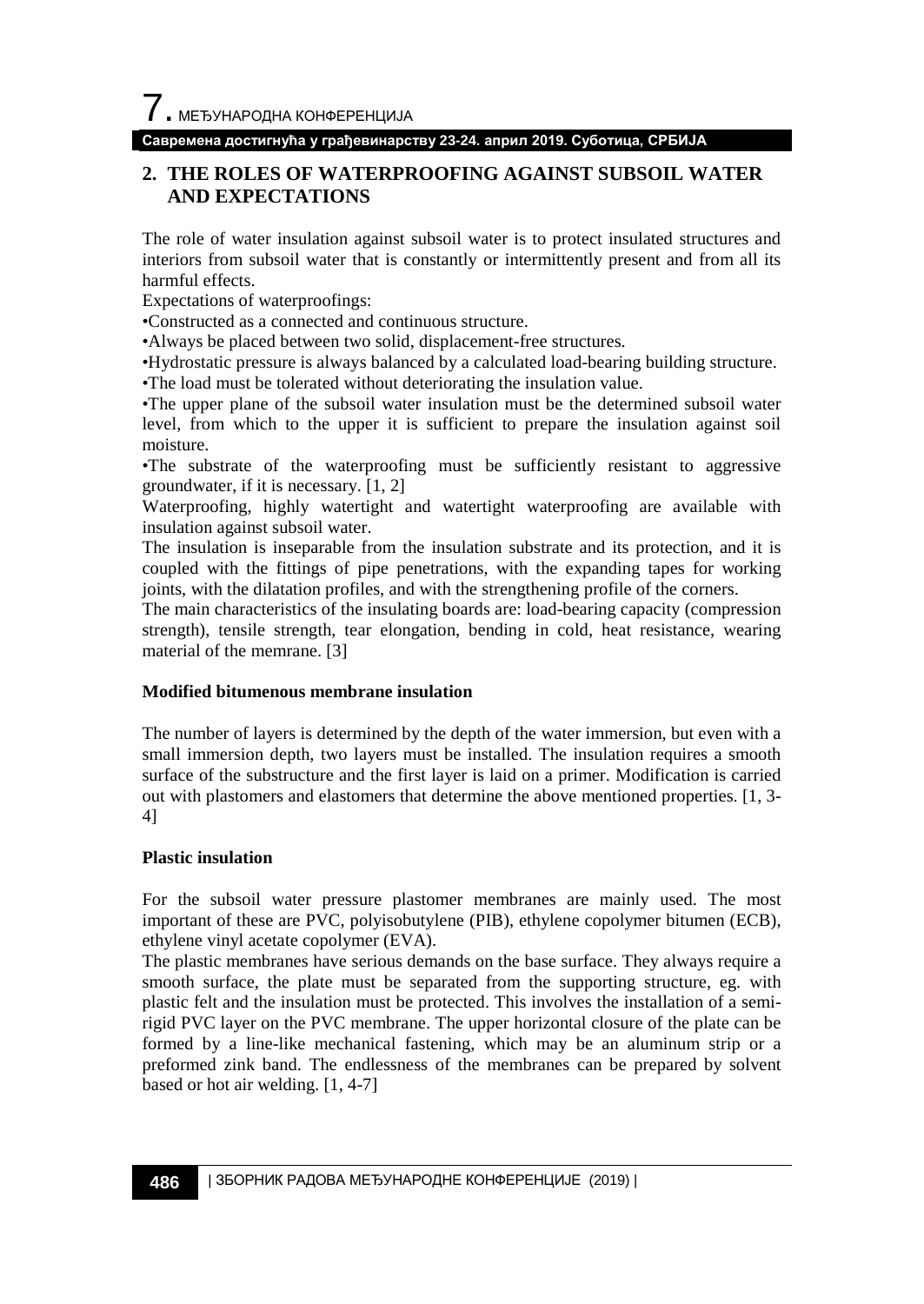## 2. THE ROLES OF WATERPROOFING AGAINST SUBSOIL WATER AND EXPECTATIONS

The role of water insulation against subsoil water is to protect insulated structures and interiors from subsoil water that is constantly or intermittently present and from all its harmful effects.

Expectations of waterproofings:

•Constructed as a connected and continuous structure.

•Always be placed between two solid, displacement-free structures.

•Hydrostatic pressure is always balanced by a calculated load-bearing building structure.

•The load must be tolerated without deteriorating the insulation value.

•The upper plane of the subsoil water insulation must be the determined subsoil water level, from which to the upper it is sufficient to prepare the insulation against soil moisture.

•The substrate of the waterproofing must be sufficiently resistant to aggressive groundwater, if it is necessary. [1, 2]

Waterproofing, highly watertight and watertight waterproofing are available with insulation against subsoil water.

The insulation is inseparable from the insulation substrate and its protection, and it is coupled with the fittings of pipe penetrations, with the expanding tapes for working joints, with the dilatation profiles, and with the strengthening profile of the corners.

The main characteristics of the insulating boards are: load-bearing capacity (compression strength), tensile strength, tear elongation, bending in cold, heat resistance, wearing material of the memrane. [3]

**Modified bitumenous membrane insulation**

The number of layers is determined by the depth of the water immersion, but even with a small immersion depth, two layers must be installed. The insulation requires a smooth surface of the substructure and the first layer is laid on a primer. Modification is carried out with plastomers and elastomers that determine the above mentioned properties. [1, 3-4]

**Plastic insulation**

For the subsoil water pressure plastomer membranes are mainly used. The most important of these are PVC, polyisobutylene (PIB), ethylene copolymer bitumen (ECB), ethylene vinyl acetate copolymer (EVA).

The plastic membranes have serious demands on the base surface. They always require a smooth surface, the plate must be separated from the supporting structure, eg. with plastic felt and the insulation must be protected. This involves the installation of a semi-rigid PVC layer on the PVC membrane. The upper horizontal closure of the plate can be formed by a line-like mechanical fastening, which may be an aluminum strip or a preformed zink band. The endlessness of the membranes can be prepared by solvent based or hot air welding. [1, 4-7]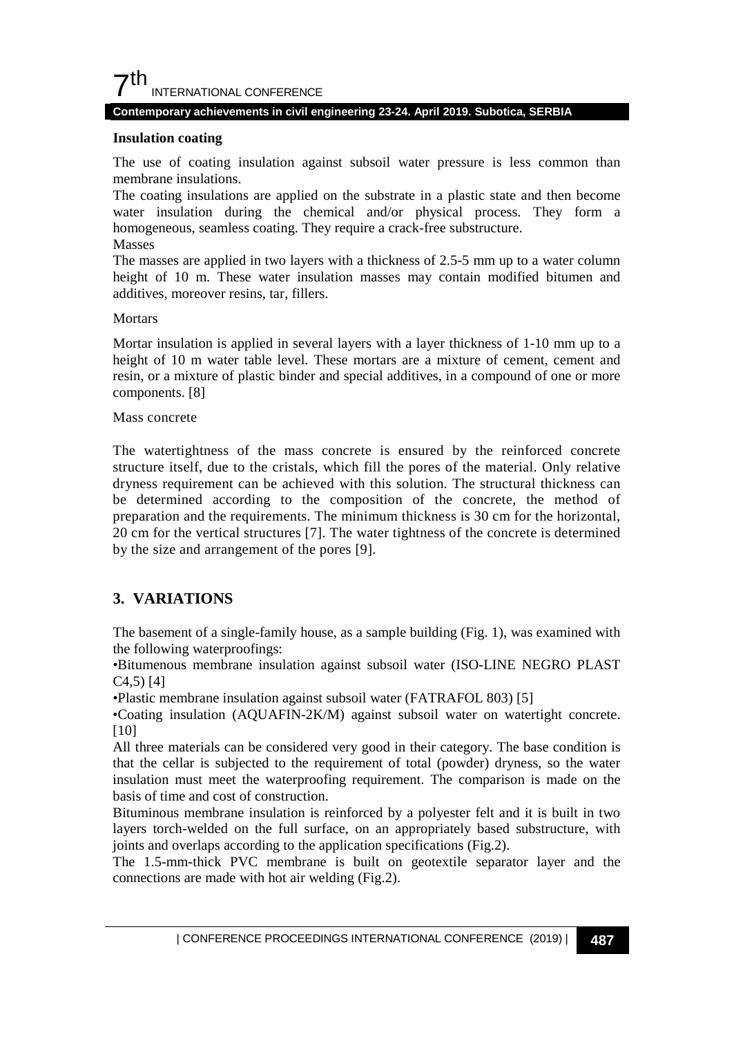**Insulation coating**

The use of coating insulation against subsoil water pressure is less common than membrane insulations.

The coating insulations are applied on the substrate in a plastic state and then become water insulation during the chemical and/or physical process. They form a homogeneous, seamless coating. They require a crack-free substructure.

Masses

The masses are applied in two layers with a thickness of 2.5-5 mm up to a water column height of 10 m. These water insulation masses may contain modified bitumen and additives, moreover resins, tar, fillers.

Mortars

Mortar insulation is applied in several layers with a layer thickness of 1-10 mm up to a height of 10 m water table level. These mortars are a mixture of cement, cement and resin, or a mixture of plastic binder and special additives, in a compound of one or more components. [8]

Mass concrete

The watertightness of the mass concrete is ensured by the reinforced concrete structure itself, due to the cristals, which fill the pores of the material. Only relative dryness requirement can be achieved with this solution. The structural thickness can be determined according to the composition of the concrete, the method of preparation and the requirements. The minimum thickness is 30 cm for the horizontal, 20 cm for the vertical structures [7]. The water tightness of the concrete is determined by the size and arrangement of the pores [9].

## 3. VARIATIONS

The basement of a single-family house, as a sample building (Fig. 1), was examined with the following waterproofings:

- Bitumenous membrane insulation against subsoil water (ISO-LINE NEGRO PLAST C4,5) [4]
- Plastic membrane insulation against subsoil water (FATRAFOL 803) [5]
- Coating insulation (AQUAFIN-2K/M) against subsoil water on watertight concrete. [10]

All three materials can be considered very good in their category. The base condition is that the cellar is subjected to the requirement of total (powder) dryness, so the water insulation must meet the waterproofing requirement. The comparison is made on the basis of time and cost of construction.

Bituminous membrane insulation is reinforced by a polyester felt and it is built in two layers torch-welded on the full surface, on an appropriately based substructure, with joints and overlaps according to the application specifications (Fig.2).

The 1.5-mm-thick PVC membrane is built on geotextile separator layer and the connections are made with hot air welding (Fig.2).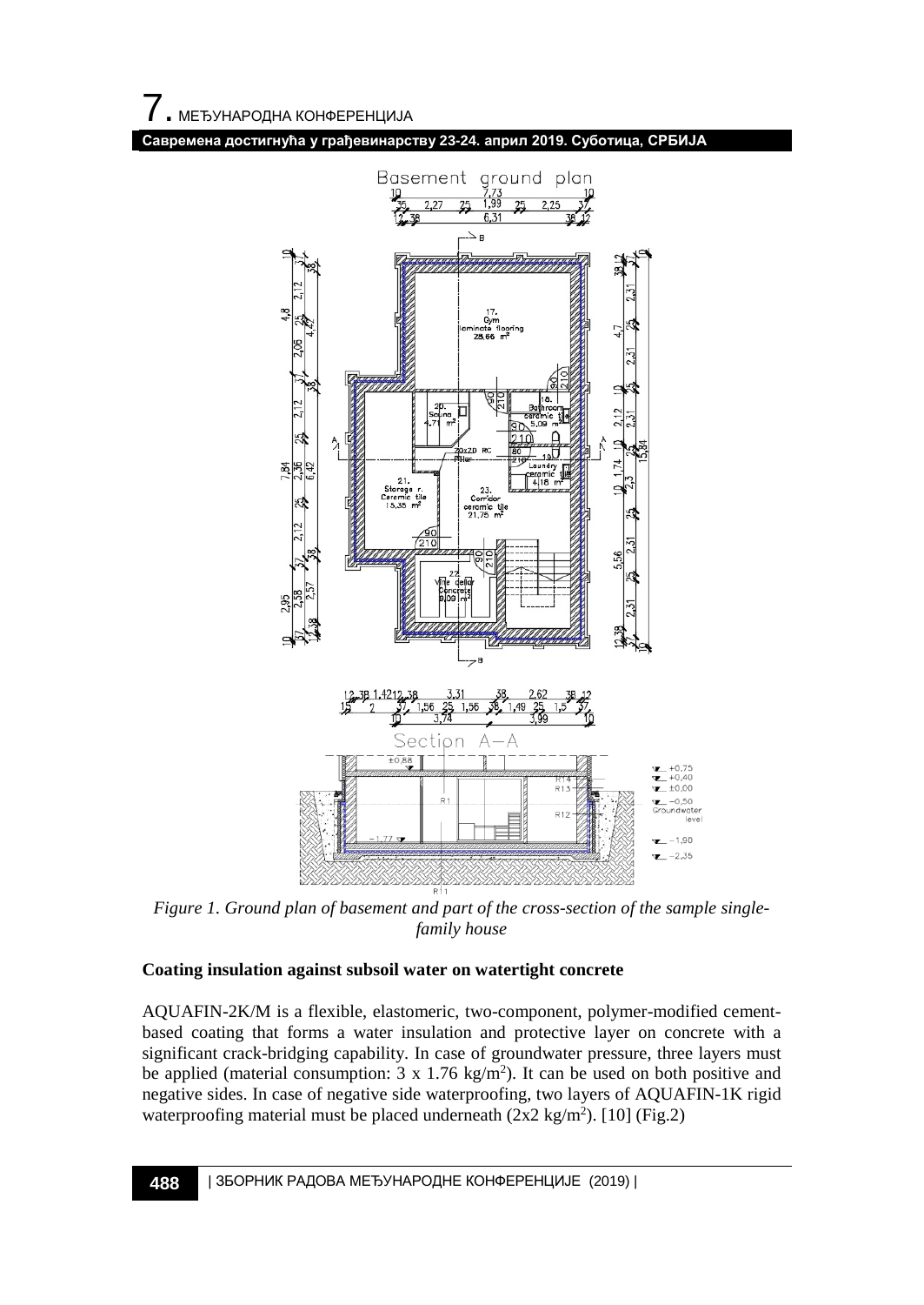*Figure 1. Ground plan of basement and part of the cross-section of the sample single-family house*

**Coating insulation against subsoil water on watertight concrete**

AQUAFIN-2K/M is a flexible, elastomeric, two-component, polymer-modified cement-based coating that forms a water insulation and protective layer on concrete with a significant crack-bridging capability. In case of groundwater pressure, three layers must be applied (material consumption: 3 x 1.76 kg/m$^2$). It can be used on both positive and negative sides. In case of negative side waterproofing, two layers of AQUAFIN-1K rigid waterproofing material must be placed underneath (2x2 kg/m$^2$). [10] (Fig.2)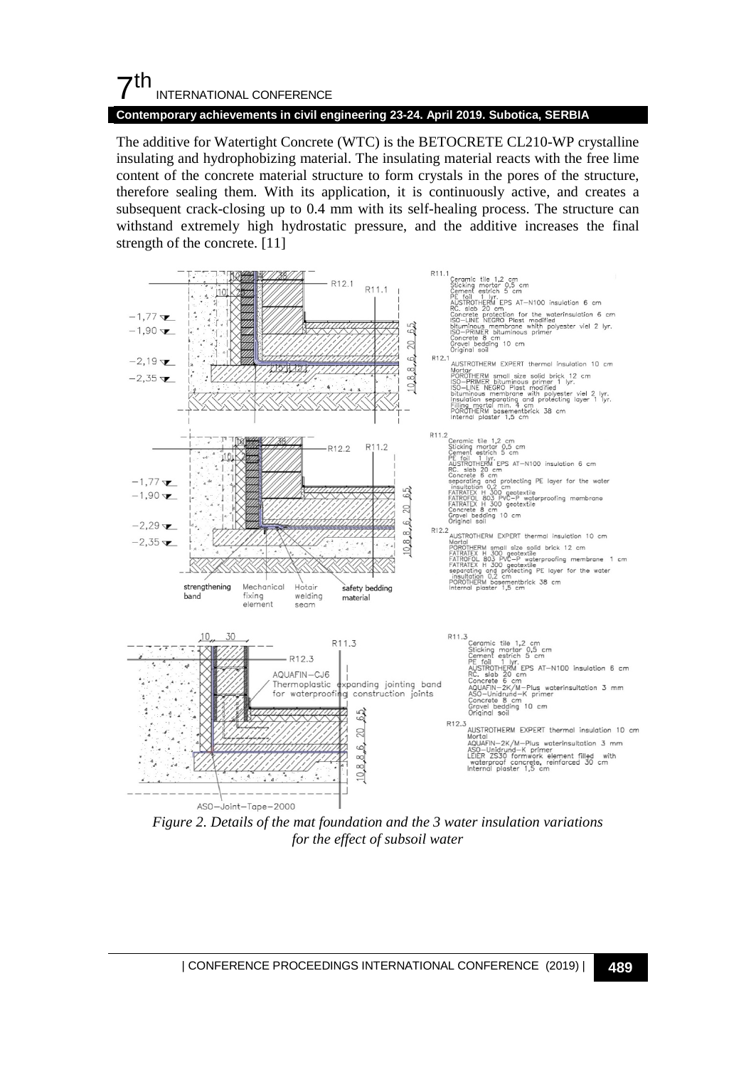The additive for Watertight Concrete (WTC) is the BETOCRETE CL210-WP crystalline insulating and hydrophobizing material. The insulating material reacts with the free lime content of the concrete material structure to form crystals in the pores of the structure, therefore sealing them. With its application, it is continuously active, and creates a subsequent crack-closing up to 0.4 mm with its self-healing process. The structure can withstand extremely high hydrostatic pressure, and the additive increases the final strength of the concrete. [11]

*Figure 2. Details of the mat foundation and the 3 water insulation variations for the effect of subsoil water*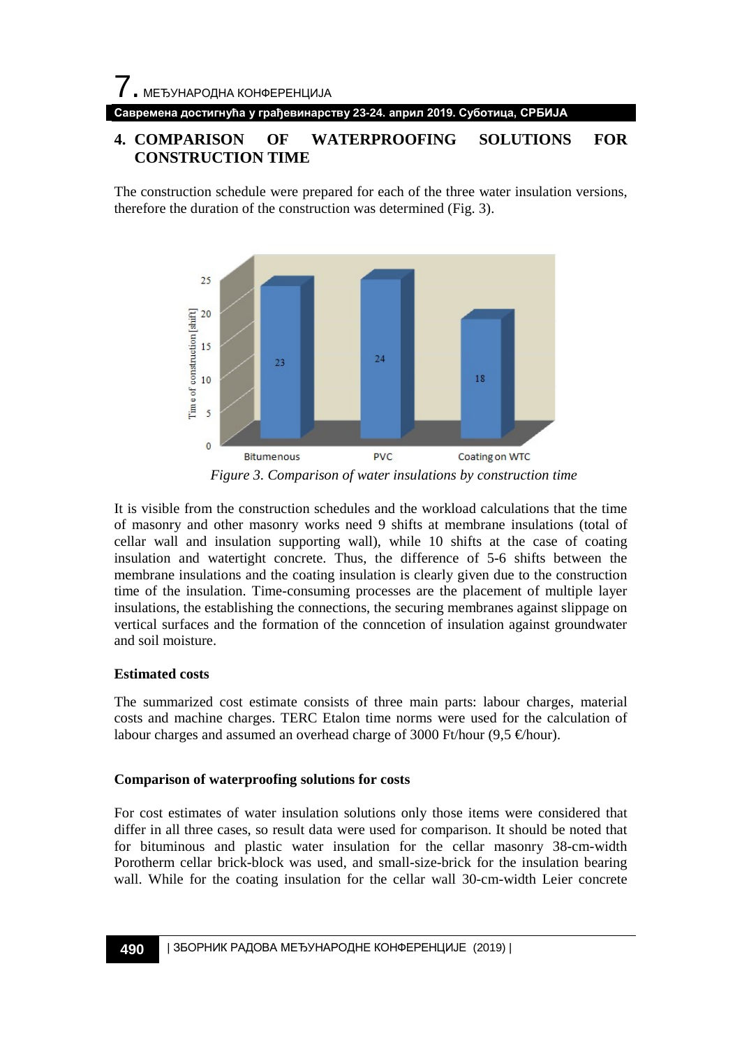## 4. COMPARISON OF WATERPROOFING SOLUTIONS FOR CONSTRUCTION TIME

The construction schedule were prepared for each of the three water insulation versions, therefore the duration of the construction was determined (Fig. 3).

*Figure 3. Comparison of water insulations by construction time*

It is visible from the construction schedules and the workload calculations that the time of masonry and other masonry works need 9 shifts at membrane insulations (total of cellar wall and insulation supporting wall), while 10 shifts at the case of coating insulation and watertight concrete. Thus, the difference of 5-6 shifts between the membrane insulations and the coating insulation is clearly given due to the construction time of the insulation. Time-consuming processes are the placement of multiple layer insulations, the establishing the connections, the securing membranes against slippage on vertical surfaces and the formation of the conncetion of insulation against groundwater and soil moisture.

**Estimated costs**

The summarized cost estimate consists of three main parts: labour charges, material costs and machine charges. TERC Etalon time norms were used for the calculation of labour charges and assumed an overhead charge of 3000 Ft/hour (9,5 €/hour).

**Comparison of waterproofing solutions for costs**

For cost estimates of water insulation solutions only those items were considered that differ in all three cases, so result data were used for comparison. It should be noted that for bituminous and plastic water insulation for the cellar masonry 38-cm-width Porotherm cellar brick-block was used, and small-size-brick for the insulation bearing wall. While for the coating insulation for the cellar wall 30-cm-width Leier concrete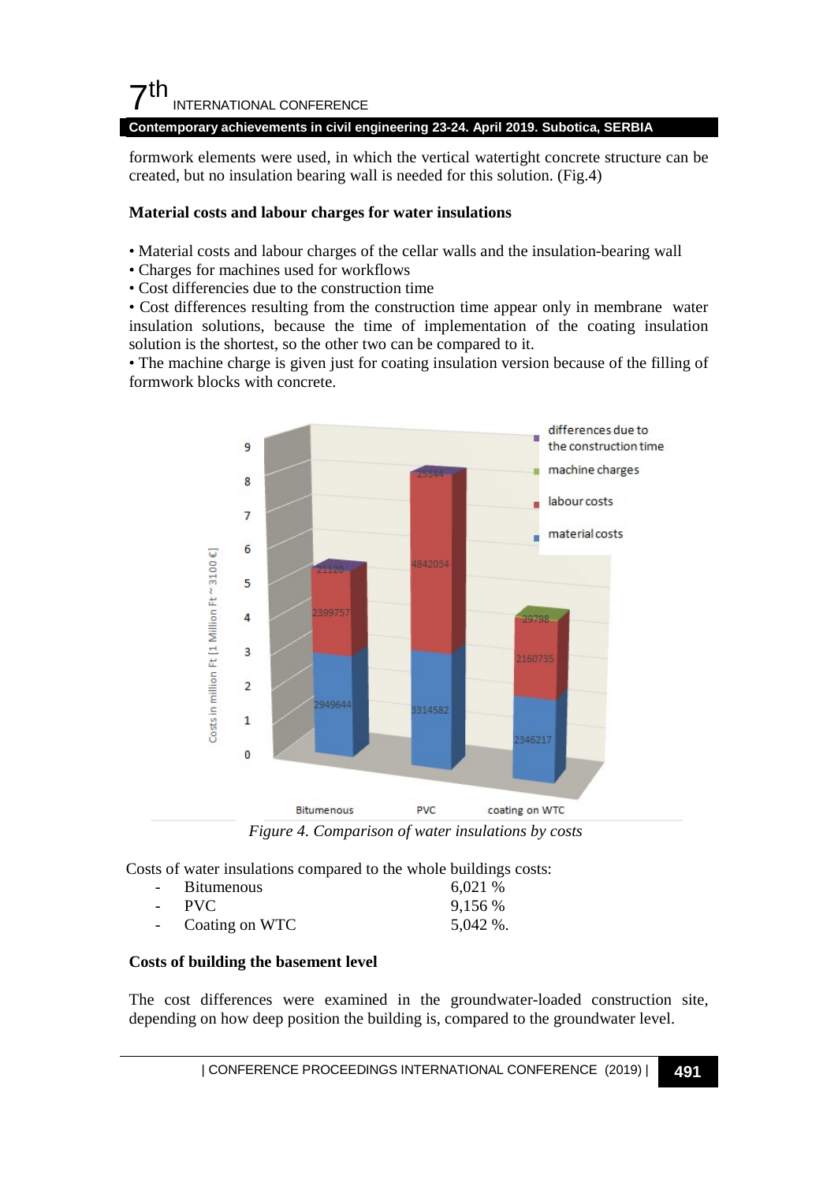formwork elements were used, in which the vertical watertight concrete structure can be created, but no insulation bearing wall is needed for this solution. (Fig.4)

### Material costs and labour charges for water insulations

- Material costs and labour charges of the cellar walls and the insulation-bearing wall
- Charges for machines used for workflows
- Cost differencies due to the construction time
- Cost differences resulting from the construction time appear only in membrane water insulation solutions, because the time of implementation of the coating insulation solution is the shortest, so the other two can be compared to it.
- The machine charge is given just for coating insulation version because of the filling of formwork blocks with concrete.

*Figure 4. Comparison of water insulations by costs*

Costs of water insulations compared to the whole buildings costs:

- Bitumenous 6,021 %
- PVC 9,156 %
- Coating on WTC 5,042 %.

### Costs of building the basement level

The cost differences were examined in the groundwater-loaded construction site, depending on how deep position the building is, compared to the groundwater level.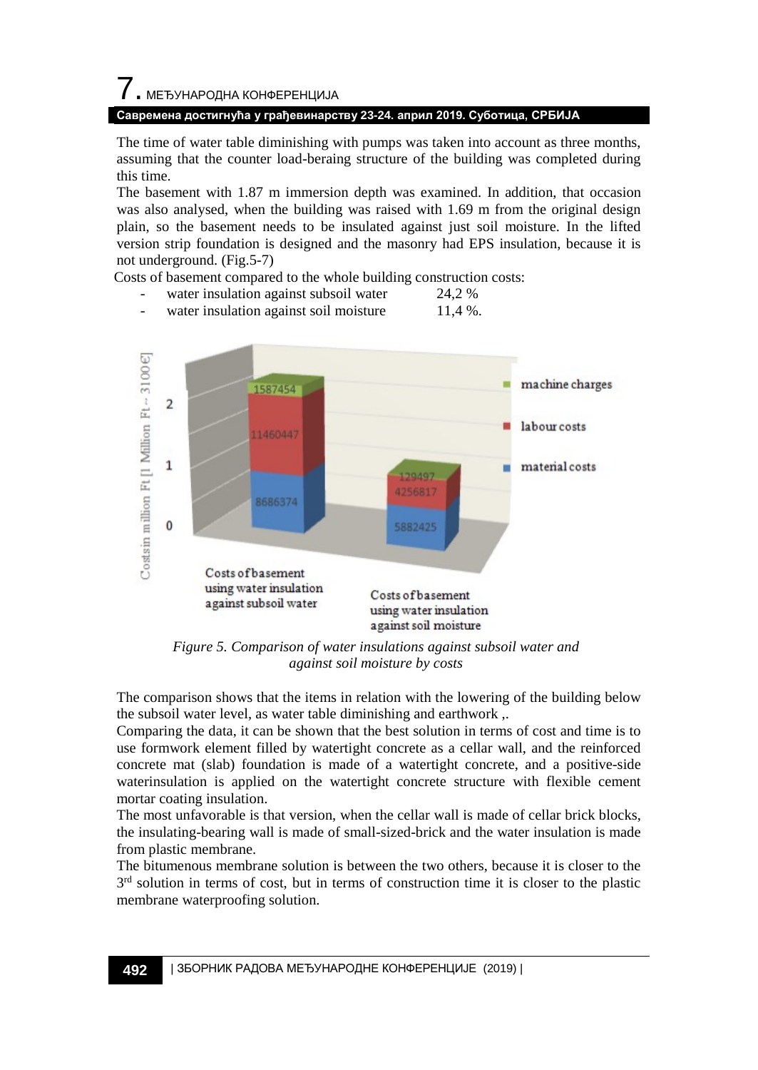The time of water table diminishing with pumps was taken into account as three months, assuming that the counter load-beraing structure of the building was completed during this time.

The basement with 1.87 m immersion depth was examined. In addition, that occasion was also analysed, when the building was raised with 1.69 m from the original design plain, so the basement needs to be insulated against just soil moisture. In the lifted version strip foundation is designed and the masonry had EPS insulation, because it is not underground. (Fig.5-7)

Costs of basement compared to the whole building construction costs:

- water insulation against subsoil water 24,2 %
- water insulation against soil moisture 11,4 %.

Figure 5. Comparison of water insulations against subsoil water and against soil moisture by costs

The comparison shows that the items in relation with the lowering of the building below the subsoil water level, as water table diminishing and earthwork ,.

Comparing the data, it can be shown that the best solution in terms of cost and time is to use formwork element filled by watertight concrete as a cellar wall, and the reinforced concrete mat (slab) foundation is made of a watertight concrete, and a positive-side waterinsulation is applied on the watertight concrete structure with flexible cement mortar coating insulation.

The most unfavorable is that version, when the cellar wall is made of cellar brick blocks, the insulating-bearing wall is made of small-sized-brick and the water insulation is made from plastic membrane.

The bitumenous membrane solution is between the two others, because it is closer to the 3rd solution in terms of cost, but in terms of construction time it is closer to the plastic membrane waterproofing solution.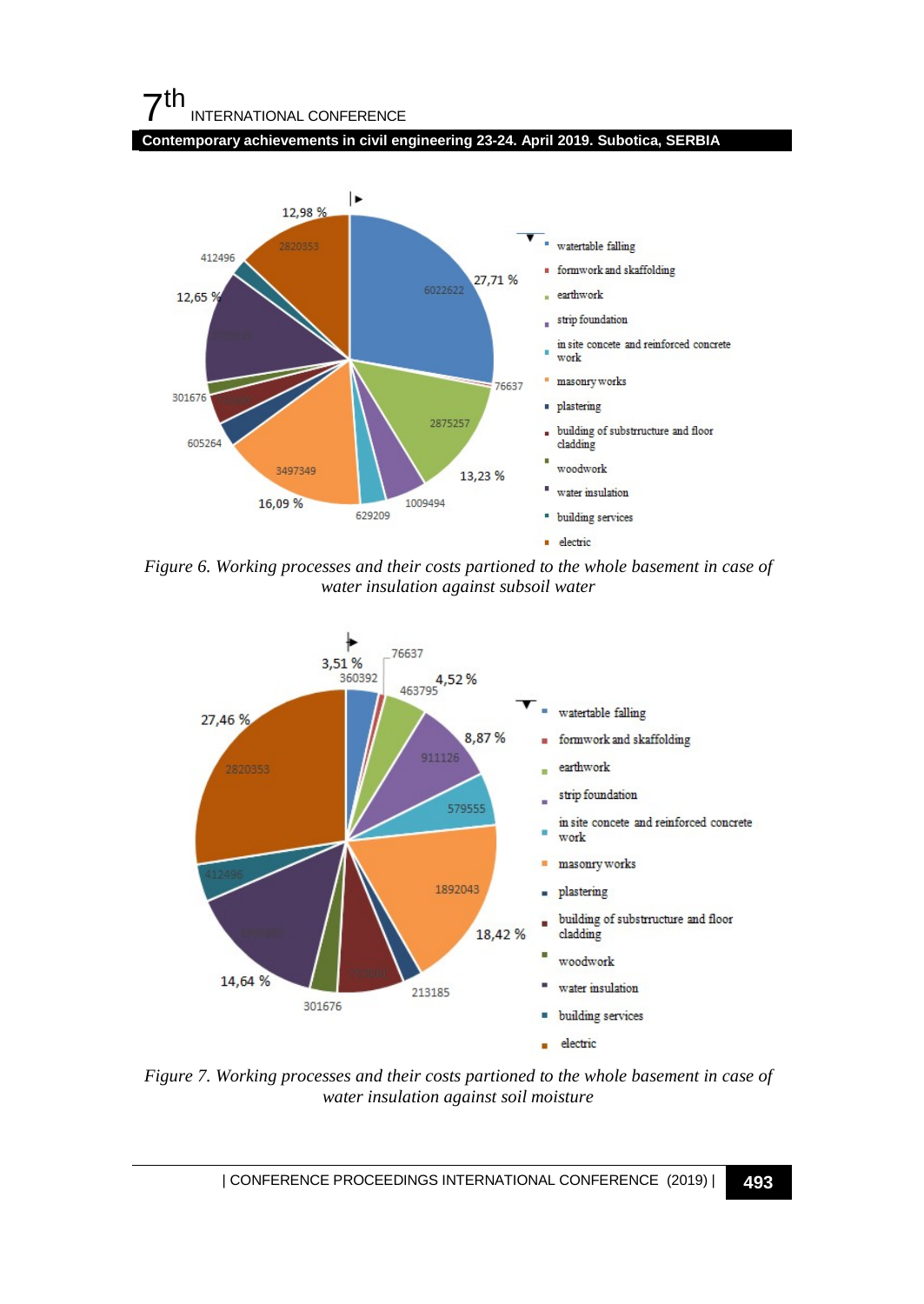12,98 %

2820353

412496

12,65 %

27,71 %

6022622

76637

301676

2875257

605264

3497349

13,23 %

16,09 %

629209

1009494

- watertable falling
- formwork and skaffolding
- earthwork
- strip foundation
- in site concete and reinforced concrete work
- masonry works
- plastering
- building of substructure and floor cladding
- woodwork
- water insulation
- building services
- electric

*Figure 6. Working processes and their costs partioned to the whole basement in case of water insulation against subsoil water*

76637

3,51 %

360392

4,52 %

463795

27,46 %

8,87 %

911126

2820353

579555

412496

1892043

18,42 %

14,64 %

213185

301676

- watertable falling
- formwork and skaffolding
- earthwork
- strip foundation
- in site concete and reinforced concrete work
- masonry works
- plastering
- building of substructure and floor cladding
- woodwork
- water insulation
- building services
- electric

*Figure 7. Working processes and their costs partioned to the whole basement in case of water insulation against soil moisture*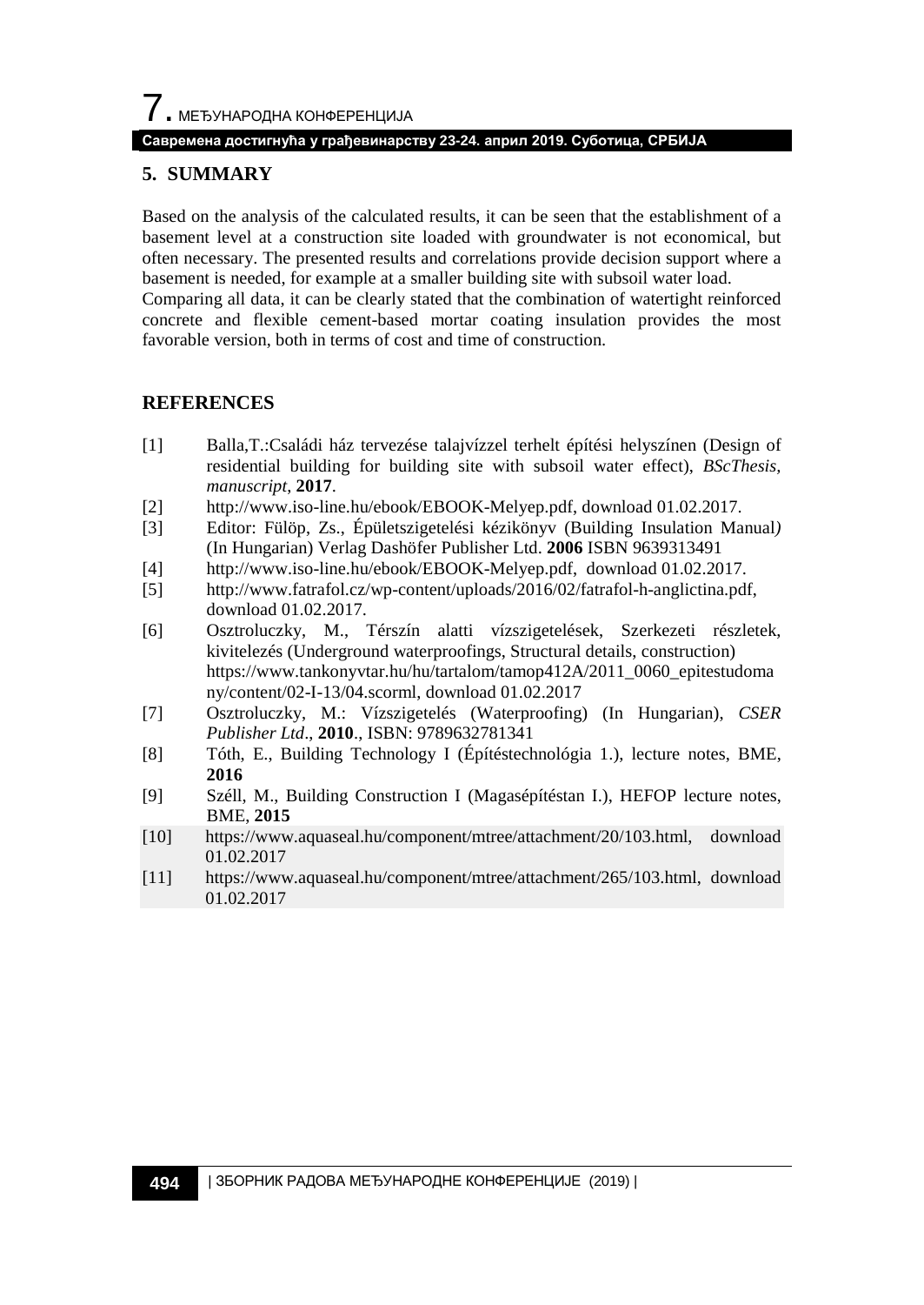## 5. SUMMARY

Based on the analysis of the calculated results, it can be seen that the establishment of a basement level at a construction site loaded with groundwater is not economical, but often necessary. The presented results and correlations provide decision support where a basement is needed, for example at a smaller building site with subsoil water load.
Comparing all data, it can be clearly stated that the combination of watertight reinforced concrete and flexible cement-based mortar coating insulation provides the most favorable version, both in terms of cost and time of construction.

## REFERENCES

[1] Balla,T.:Családi ház tervezése talajvízzel terhelt építési helyszínen (Design of residential building for building site with subsoil water effect), *BScThesis, manuscript*, **2017**.

[2] http://www.iso-line.hu/ebook/EBOOK-Melyep.pdf, download 01.02.2017.

[3] Editor: Fülöp, Zs., Épületszigetelési kézikönyv (Building Insulation Manual) (In Hungarian) Verlag Dashöfer Publisher Ltd. **2006** ISBN 9639313491

[4] http://www.iso-line.hu/ebook/EBOOK-Melyep.pdf, download 01.02.2017.

[5] http://www.fatrafol.cz/wp-content/uploads/2016/02/fatrafol-h-anglictina.pdf, download 01.02.2017.

[6] Osztroluczky, M., Térszín alatti vízszigetelések, Szerkezeti részletek, kivitelezés (Underground waterproofings, Structural details, construction) https://www.tankonyvtar.hu/hu/tartalom/tamop412A/2011_0060_epitestudomany/content/02-I-13/04.scorml, download 01.02.2017

[7] Osztroluczky, M.: Vízszigetelés (Waterproofing) (In Hungarian), *CSER Publisher Ltd*., **2010**., ISBN: 9789632781341

[8] Tóth, E., Building Technology I (Építéstechnológia 1.), lecture notes, BME, **2016**

[9] Széll, M., Building Construction I (Magasépítéstan I.), HEFOP lecture notes, BME, **2015**

[10] https://www.aquaseal.hu/component/mtree/attachment/20/103.html, download 01.02.2017

[11] https://www.aquaseal.hu/component/mtree/attachment/265/103.html, download 01.02.2017